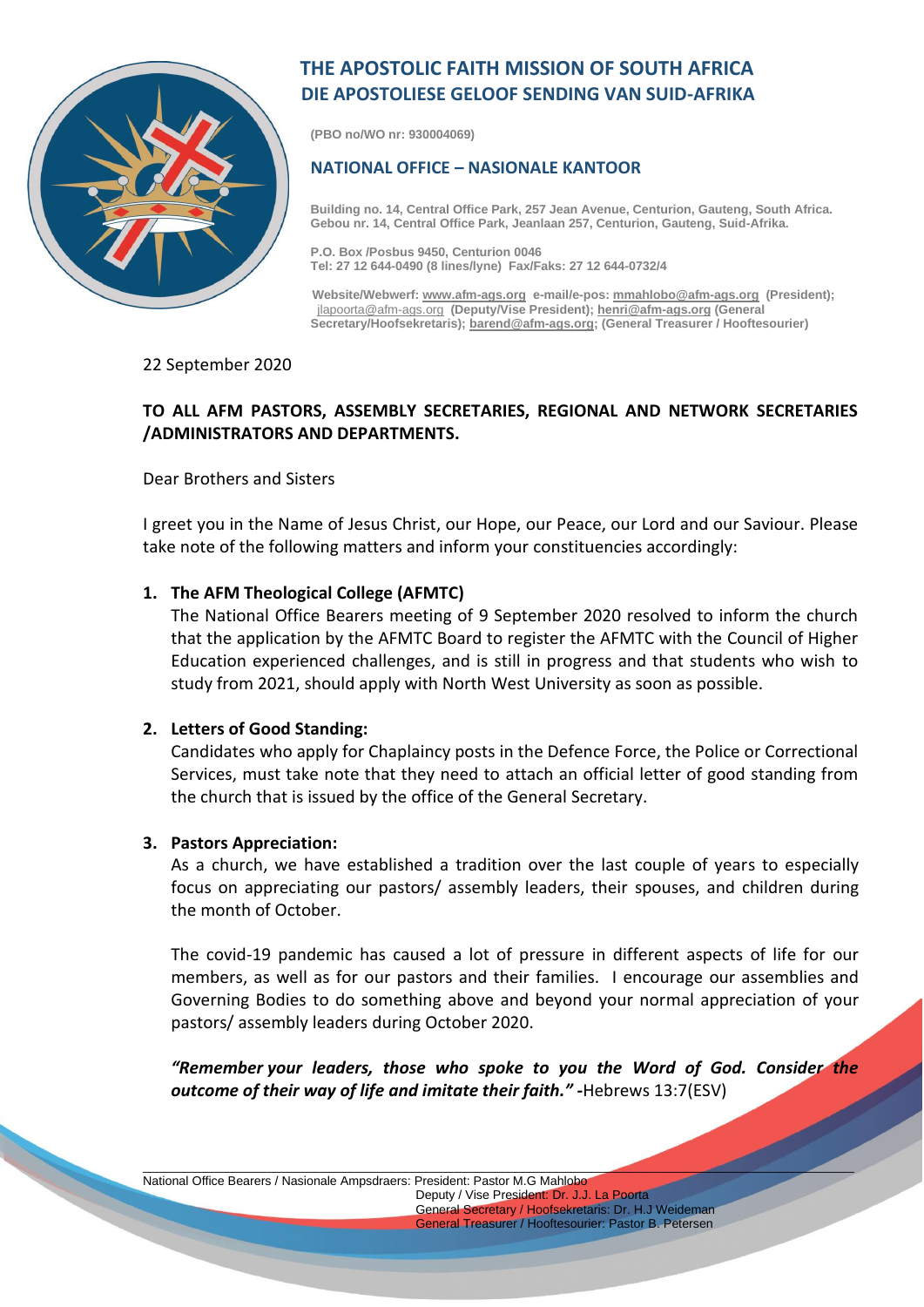# THE APOSTOLIC FAITH MISSION OF SOUTH AFRICA
# DIE APOSTOLIESE GELOOF SENDING VAN SUID-AFRIKA

**(PBO no/WO nr: 930004069)**

## NATIONAL OFFICE – NASIONALE KANTOOR

**Building no. 14, Central Office Park, 257 Jean Avenue, Centurion, Gauteng, South Africa.**
**Gebou nr. 14, Central Office Park, Jeanlaan 257, Centurion, Gauteng, Suid-Afrika.**

**P.O. Box /Posbus 9450, Centurion 0046**
**Tel: 27 12 644-0490 (8 lines/lyne) Fax/Faks: 27 12 644-0732/4**

**Website/Webwerf: www.afm-ags.org e-mail/e-pos: mmahlobo@afm-ags.org (President); jlapoorta@afm-ags.org (Deputy/Vise President); henri@afm-ags.org (General Secretary/Hoofsekretaris); barend@afm-ags.org; (General Treasurer / Hooftesourier)**

22 September 2020

**TO ALL AFM PASTORS, ASSEMBLY SECRETARIES, REGIONAL AND NETWORK SECRETARIES /ADMINISTRATORS AND DEPARTMENTS.**

Dear Brothers and Sisters

I greet you in the Name of Jesus Christ, our Hope, our Peace, our Lord and our Saviour. Please take note of the following matters and inform your constituencies accordingly:

1. **The AFM Theological College (AFMTC)**

   The National Office Bearers meeting of 9 September 2020 resolved to inform the church that the application by the AFMTC Board to register the AFMTC with the Council of Higher Education experienced challenges, and is still in progress and that students who wish to study from 2021, should apply with North West University as soon as possible.

2. **Letters of Good Standing:**

   Candidates who apply for Chaplaincy posts in the Defence Force, the Police or Correctional Services, must take note that they need to attach an official letter of good standing from the church that is issued by the office of the General Secretary.

3. **Pastors Appreciation:**

   As a church, we have established a tradition over the last couple of years to especially focus on appreciating our pastors/ assembly leaders, their spouses, and children during the month of October.

   The covid-19 pandemic has caused a lot of pressure in different aspects of life for our members, as well as for our pastors and their families. I encourage our assemblies and Governing Bodies to do something above and beyond your normal appreciation of your pastors/ assembly leaders during October 2020.

   ***"Remember your leaders, those who spoke to you the Word of God. Consider the outcome of their way of life and imitate their faith."*** **-**Hebrews 13:7(ESV)

National Office Bearers / Nasionale Ampsdraers: President: Pastor M.G Mahlobo
Deputy / Vise President: Dr. J.J. La Poorta
General Secretary / Hoofsekretaris: Dr. H.J Weideman
General Treasurer / Hooftesourier: Pastor B. Petersen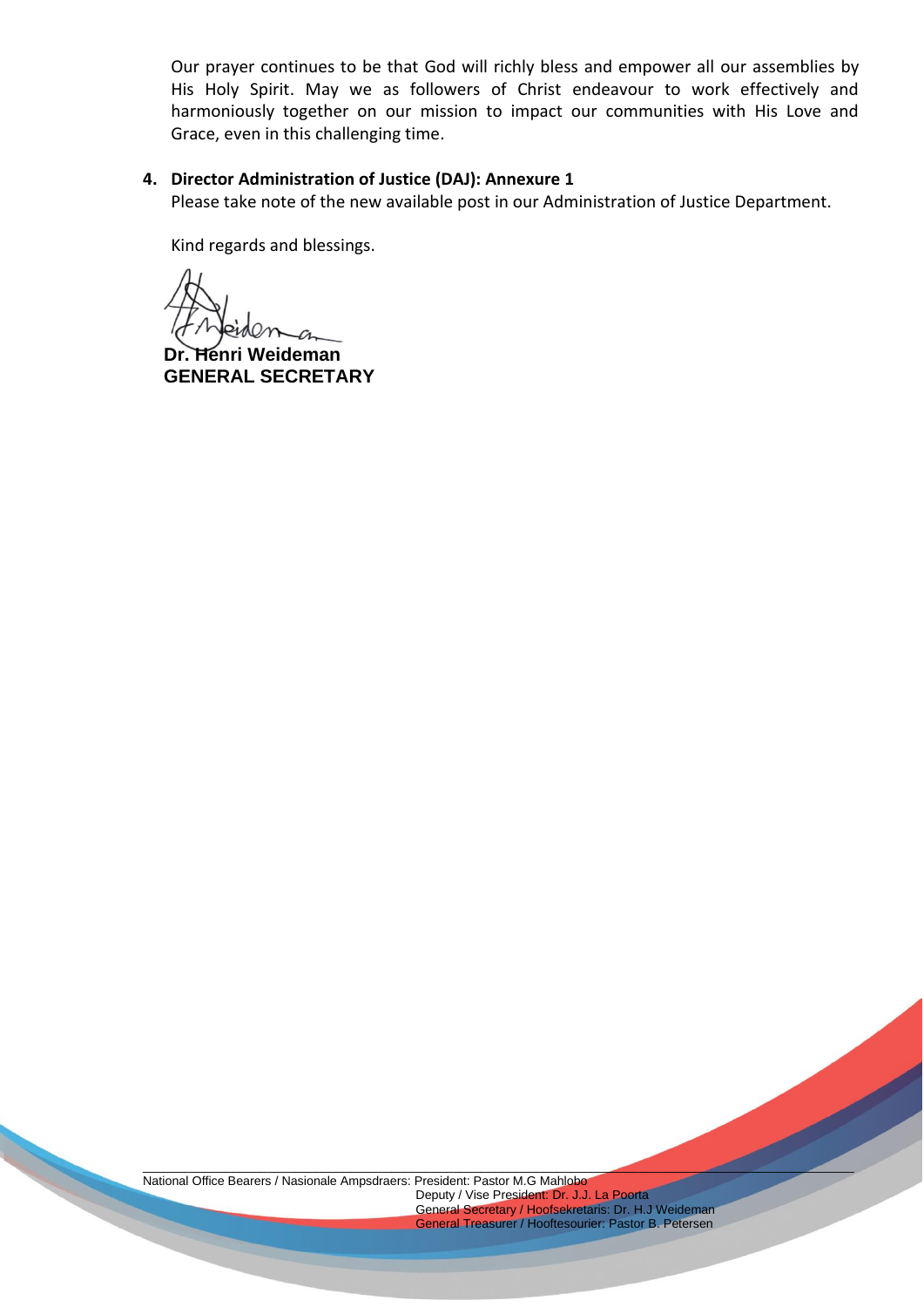Our prayer continues to be that God will richly bless and empower all our assemblies by His Holy Spirit. May we as followers of Christ endeavour to work effectively and harmoniously together on our mission to impact our communities with His Love and Grace, even in this challenging time.

4. **Director Administration of Justice (DAJ): Annexure 1**

   Please take note of the new available post in our Administration of Justice Department.

   Kind regards and blessings.

**Dr. Henri Weideman**
**GENERAL SECRETARY**

National Office Bearers / Nasionale Ampsdraers: President: Pastor M.G Mahlobo
Deputy / Vise President: Dr. J.J. La Poorta
General Secretary / Hoofsekretaris: Dr. H.J Weideman
General Treasurer / Hooftesourier: Pastor B. Petersen